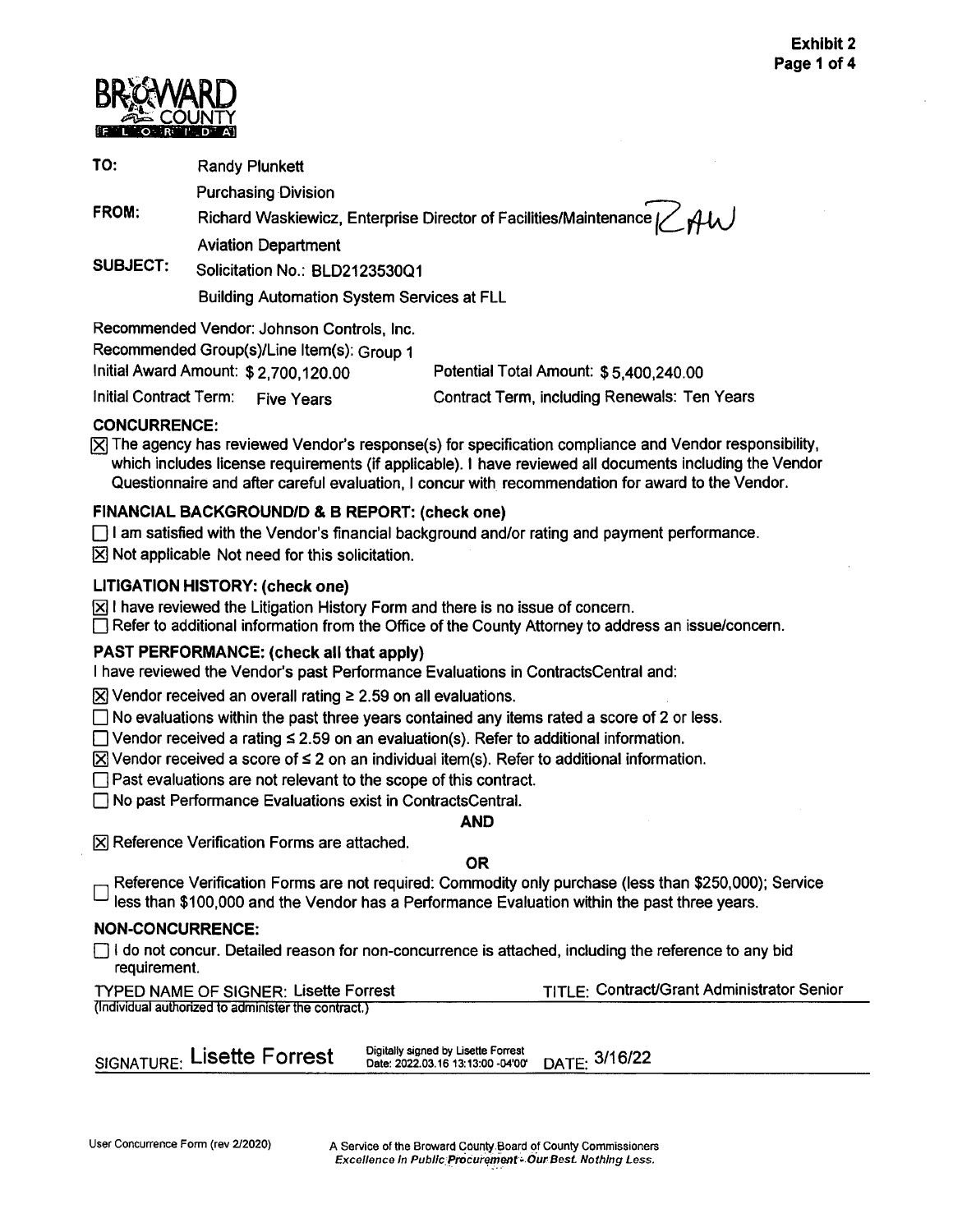**Exhibit 2**
**Page 1 of 4**

BROWARD COUNTY FLORIDA

**TO:** Randy Plunkett
Purchasing Division

**FROM:** Richard Waskiewicz, Enterprise Director of Facilities/Maintenance RAW
Aviation Department

**SUBJECT:** Solicitation No.: BLD2123530Q1
Building Automation System Services at FLL

Recommended Vendor: Johnson Controls, Inc.
Recommended Group(s)/Line Item(s): Group 1
Initial Award Amount: $ 2,700,120.00 — Potential Total Amount: $ 5,400,240.00
Initial Contract Term: Five Years — Contract Term, including Renewals: Ten Years

### CONCURRENCE:

[X] The agency has reviewed Vendor's response(s) for specification compliance and Vendor responsibility, which includes license requirements (if applicable). I have reviewed all documents including the Vendor Questionnaire and after careful evaluation, I concur with recommendation for award to the Vendor.

### FINANCIAL BACKGROUND/D & B REPORT: (check one)

[ ] I am satisfied with the Vendor's financial background and/or rating and payment performance.
[X] Not applicable Not need for this solicitation.

### LITIGATION HISTORY: (check one)

[X] I have reviewed the Litigation History Form and there is no issue of concern.
[ ] Refer to additional information from the Office of the County Attorney to address an issue/concern.

### PAST PERFORMANCE: (check all that apply)

I have reviewed the Vendor's past Performance Evaluations in ContractsCentral and:

[X] Vendor received an overall rating ≥ 2.59 on all evaluations.
[ ] No evaluations within the past three years contained any items rated a score of 2 or less.
[ ] Vendor received a rating ≤ 2.59 on an evaluation(s). Refer to additional information.
[X] Vendor received a score of ≤ 2 on an individual item(s). Refer to additional information.
[ ] Past evaluations are not relevant to the scope of this contract.
[ ] No past Performance Evaluations exist in ContractsCentral.

**AND**

[X] Reference Verification Forms are attached.

**OR**

[ ] Reference Verification Forms are not required: Commodity only purchase (less than $250,000); Service less than $100,000 and the Vendor has a Performance Evaluation within the past three years.

### NON-CONCURRENCE:

[ ] I do not concur. Detailed reason for non-concurrence is attached, including the reference to any bid requirement.

TYPED NAME OF SIGNER: Lisette Forrest — TITLE: Contract/Grant Administrator Senior
(Individual authorized to administer the contract.)

SIGNATURE: Lisette Forrest (Digitally signed by Lisette Forrest Date: 2022.03.16 13:13:00 -04'00') DATE: 3/16/22

User Concurrence Form (rev 2/2020)

A Service of the Broward County Board of County Commissioners
*Excellence In Public Procurement - Our Best. Nothing Less.*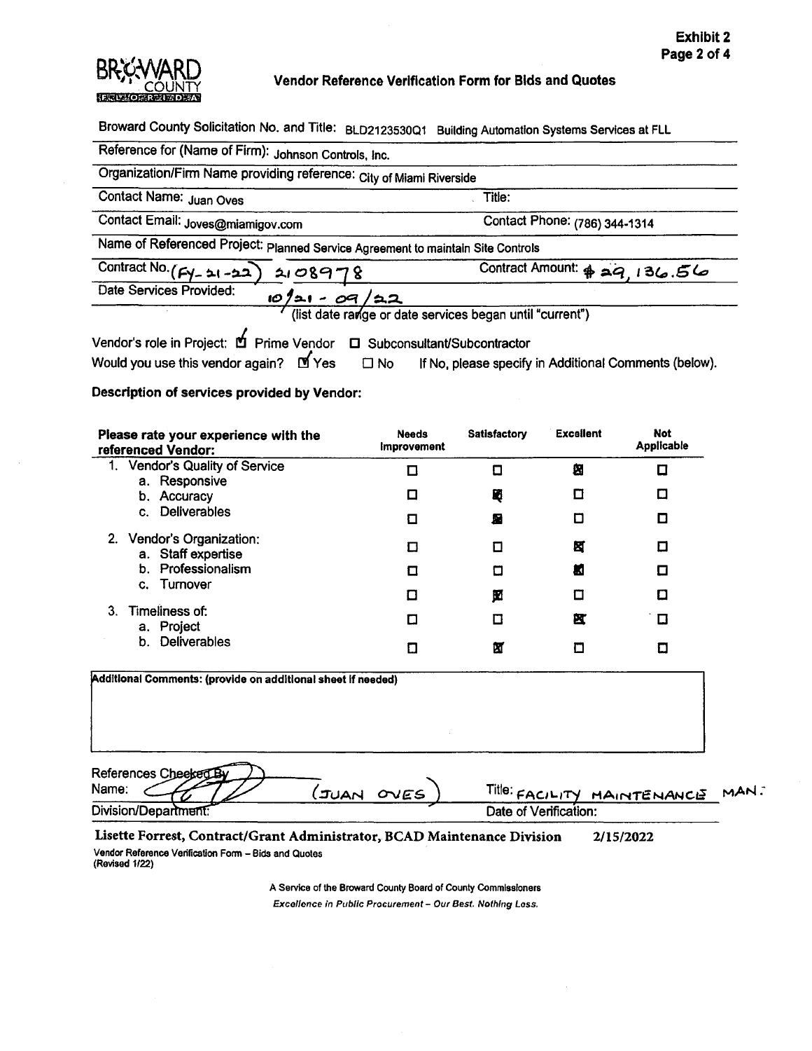# Vendor Reference Verification Form for Bids and Quotes

| | |
|---|---|
| Broward County Solicitation No. and Title: BLD2123530Q1 Building Automation Systems Services at FLL | |
| Reference for (Name of Firm): Johnson Controls, Inc. | |
| Organization/Firm Name providing reference: City of Miami Riverside | |
| Contact Name: Juan Oves | Title: |
| Contact Email: Joves@miamigov.com | Contact Phone: (786) 344-1314 |
| Name of Referenced Project: Planned Service Agreement to maintain Site Controls | |
| Contract No. (FY-21-22) 2108978 | Contract Amount: $29,136.56 |
| Date Services Provided: 10/21 - 09/22 (list date range or date services began until "current") | |

Vendor's role in Project: ☑ Prime Vendor ☐ Subconsultant/Subcontractor

Would you use this vendor again? ☑ Yes ☐ No If No, please specify in Additional Comments (below).

**Description of services provided by Vendor:**

| Please rate your experience with the referenced Vendor: | Needs Improvement | Satisfactory | Excellent | Not Applicable |
|---|---|---|---|---|
| 1. Vendor's Quality of Service | | | | |
| a. Responsive | ☐ | ☐ | ☒ | ☐ |
| b. Accuracy | ☐ | ☒ | ☐ | ☐ |
| c. Deliverables | ☐ | ☒ | ☐ | ☐ |
| 2. Vendor's Organization: | | | | |
| a. Staff expertise | ☐ | ☐ | ☒ | ☐ |
| b. Professionalism | ☐ | ☐ | ☒ | ☐ |
| c. Turnover | ☐ | ☒ | ☐ | ☐ |
| 3. Timeliness of: | | | | |
| a. Project | ☐ | ☐ | ☒ | ☐ |
| b. Deliverables | ☐ | ☒ | ☐ | ☐ |

**Additional Comments: (provide on additional sheet if needed)**

| | |
|---|---|
| References Checked By Name: (JUAN OVES) | Title: FACILITY MAINTENANCE MAN. |
| Division/Department: | Date of Verification: |

Lisette Forrest, Contract/Grant Administrator, BCAD Maintenance Division 2/15/2022

Vendor Reference Verification Form – Bids and Quotes
(Revised 1/22)

A Service of the Broward County Board of County Commissioners

*Excellence in Public Procurement – Our Best. Nothing Less.*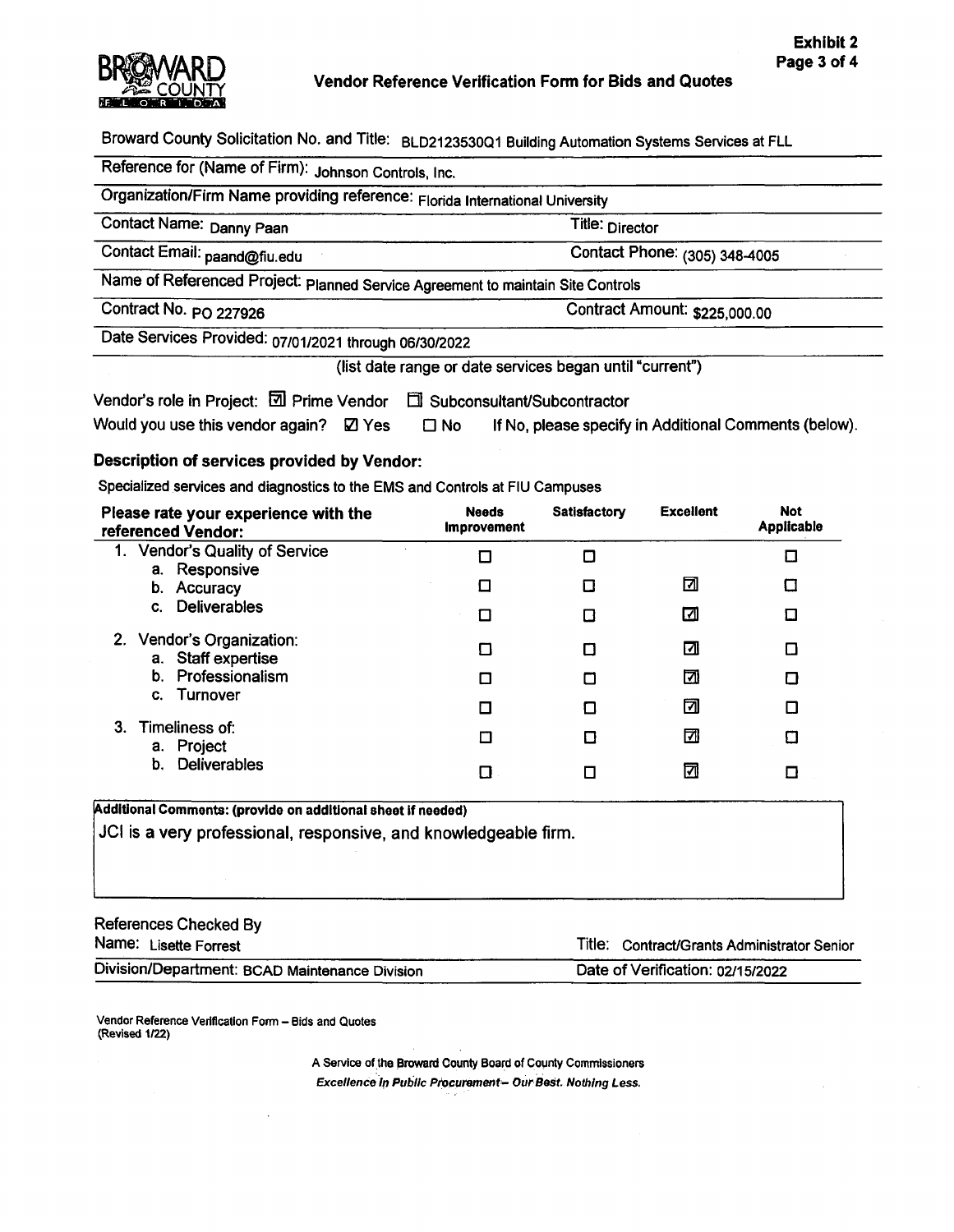**Exhibit 2**

BROWARD COUNTY FLORIDA

# Vendor Reference Verification Form for Bids and Quotes

Broward County Solicitation No. and Title: BLD2123530Q1 Building Automation Systems Services at FLL

Reference for (Name of Firm): Johnson Controls, Inc.

Organization/Firm Name providing reference: Florida International University

Contact Name: Danny Paan | Title: Director

Contact Email: paand@fiu.edu | Contact Phone: (305) 348-4005

Name of Referenced Project: Planned Service Agreement to maintain Site Controls

Contract No. PO 227926 | Contract Amount: $225,000.00

Date Services Provided: 07/01/2021 through 06/30/2022

(list date range or date services began until "current")

Vendor's role in Project: ☑ Prime Vendor ☐ Subconsultant/Subcontractor

Would you use this vendor again? ☑ Yes ☐ No If No, please specify in Additional Comments (below).

**Description of services provided by Vendor:**

Specialized services and diagnostics to the EMS and Controls at FIU Campuses

| Please rate your experience with the referenced Vendor: | Needs Improvement | Satisfactory | Excellent | Not Applicable |
|---|---|---|---|---|
| 1. Vendor's Quality of Service | | | | |
| a. Responsive | ☐ | ☐ | | ☐ |
| b. Accuracy | ☐ | ☐ | ☑ | ☐ |
| c. Deliverables | ☐ | ☐ | ☑ | ☐ |
| 2. Vendor's Organization: | | | | |
| a. Staff expertise | ☐ | ☐ | ☑ | ☐ |
| b. Professionalism | ☐ | ☐ | ☑ | ☐ |
| c. Turnover | ☐ | ☐ | ☑ | ☐ |
| 3. Timeliness of: | | | | |
| a. Project | ☐ | ☐ | ☑ | ☐ |
| b. Deliverables | ☐ | ☐ | ☑ | ☐ |

**Additional Comments: (provide on additional sheet if needed)**

JCI is a very professional, responsive, and knowledgeable firm.

References Checked By

Name: Lisette Forrest | Title: Contract/Grants Administrator Senior

Division/Department: BCAD Maintenance Division | Date of Verification: 02/15/2022

Vendor Reference Verification Form – Bids and Quotes (Revised 1/22)

A Service of the Broward County Board of County Commissioners

*Excellence in Public Procurement – Our Best. Nothing Less.*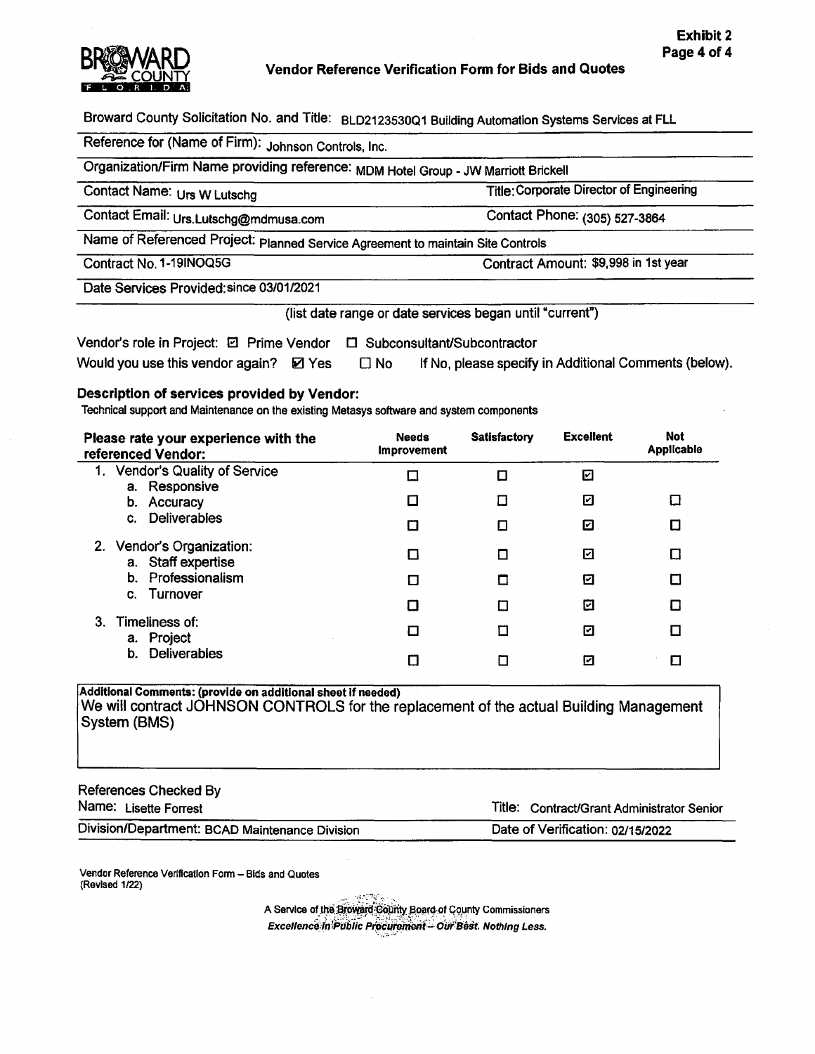**Exhibit 2**

## Vendor Reference Verification Form for Bids and Quotes

Broward County Solicitation No. and Title: BLD2123530Q1 Building Automation Systems Services at FLL

Reference for (Name of Firm): Johnson Controls, Inc.

Organization/Firm Name providing reference: MDM Hotel Group - JW Marriott Brickell

Contact Name: Urs W Lutschg | Title: Corporate Director of Engineering

Contact Email: Urs.Lutschg@mdmusa.com | Contact Phone: (305) 527-3864

Name of Referenced Project: Planned Service Agreement to maintain Site Controls

Contract No. 1-19INOQ5G | Contract Amount: $9,998 in 1st year

Date Services Provided: since 03/01/2021

(list date range or date services began until "current")

Vendor's role in Project: ☑ Prime Vendor ☐ Subconsultant/Subcontractor

Would you use this vendor again? ☑ Yes ☐ No If No, please specify in Additional Comments (below).

**Description of services provided by Vendor:**

Technical support and Maintenance on the existing Metasys software and system components

| Please rate your experience with the referenced Vendor: | Needs Improvement | Satisfactory | Excellent | Not Applicable |
|---|---|---|---|---|
| 1. Vendor's Quality of Service | | | | |
| a. Responsive | ☐ | ☐ | ☑ | |
| b. Accuracy | ☐ | ☐ | ☑ | ☐ |
| c. Deliverables | ☐ | ☐ | ☑ | ☐ |
| 2. Vendor's Organization: | | | | |
| a. Staff expertise | ☐ | ☐ | ☑ | ☐ |
| b. Professionalism | ☐ | ☐ | ☑ | ☐ |
| c. Turnover | ☐ | ☐ | ☑ | ☐ |
| 3. Timeliness of: | | | | |
| a. Project | ☐ | ☐ | ☑ | ☐ |
| b. Deliverables | ☐ | ☐ | ☑ | ☐ |

**Additional Comments: (provide on additional sheet if needed)**

We will contract JOHNSON CONTROLS for the replacement of the actual Building Management System (BMS)

References Checked By

Name: Lisette Forrest | Title: Contract/Grant Administrator Senior

Division/Department: BCAD Maintenance Division | Date of Verification: 02/15/2022

Vendor Reference Verification Form – Bids and Quotes (Revised 1/22)

A Service of the Broward County Board of County Commissioners

*Excellence in Public Procurement – Our Best. Nothing Less.*